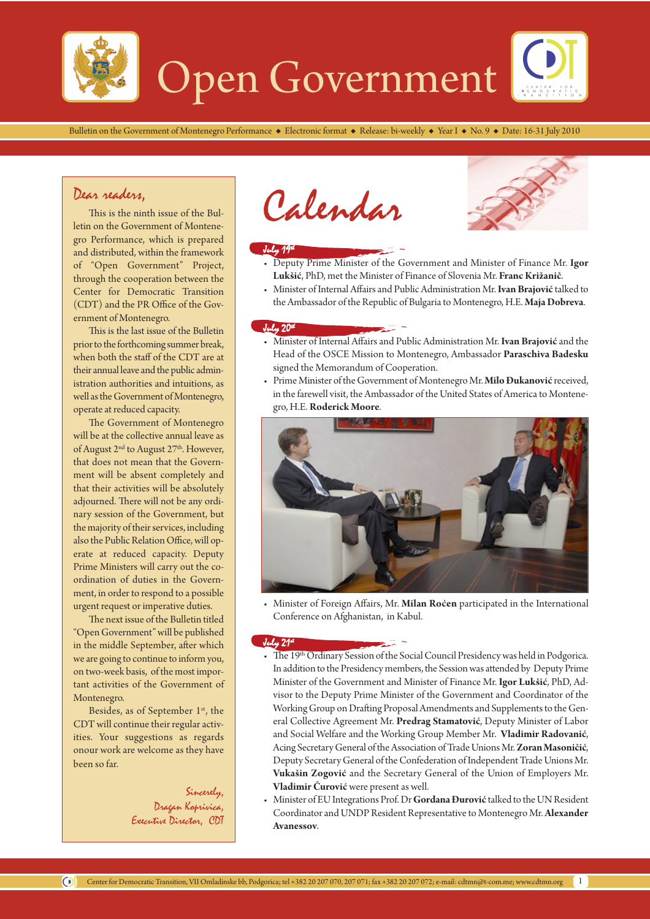# Open Government

Bulletin on the Government of Montenegro Performance ◆ Electronic format ◆ Release: bi-weekly ◆ Year I ◆ No. 9 ◆ Date: 16-31 July 2010

## Dear readers,

This is the ninth issue of the Bulletin on the Government of Montenegro Performance, which is prepared and distributed, within the framework of "Open Government" Project, through the cooperation between the Center for Democratic Transition (CDT) and the PR Office of the Government of Montenegro.

This is the last issue of the Bulletin prior to the forthcoming summer break, when both the staff of the CDT are at their annual leave and the public administration authorities and intuitions, as well as the Government of Montenegro, operate at reduced capacity.

The Government of Montenegro will be at the collective annual leave as of August 2nd to August 27th. However, that does not mean that the Government will be absent completely and that their activities will be absolutely adjourned. There will not be any ordinary session of the Government, but the majority of their services, including also the Public Relation Office, will operate at reduced capacity. Deputy Prime Ministers will carry out the coordination of duties in the Government, in order to respond to a possible urgent request or imperative duties.

The next issue of the Bulletin titled "Open Government" will be published in the middle September, after which we are going to continue to inform you, on two-week basis, of the most important activities of the Government of Montenegro.

Besides, as of September 1st, the CDT will continue their regular activities. Your suggestions as regards onour work are welcome as they have been so far.

*Sincerely,*
*Dragan Koprivica,*
*Executive Director, CDT*

## Calendar

### July 19th

- Deputy Prime Minister of the Government and Minister of Finance Mr. **Igor Lukšić**, PhD, met the Minister of Finance of Slovenia Mr. **Franc Križanič**.
- Minister of Internal Affairs and Public Administration Mr. **Ivan Brajović** talked to the Ambassador of the Republic of Bulgaria to Montenegro, H.E. **Maja Dobreva**.

### July 20th

- Minister of Internal Affairs and Public Administration Mr. **Ivan Brajović** and the Head of the OSCE Mission to Montenegro, Ambassador **Paraschiva Badesku** signed the Memorandum of Cooperation.
- Prime Minister of the Government of Montenegro Mr. **Milo Đukanović** received, in the farewell visit, the Ambassador of the United States of America to Montenegro, H.E. **Roderick Moore**.
- Minister of Foreign Affairs, Mr. **Milan Roćen** participated in the International Conference on Afghanistan, in Kabul.

### July 21st

- The 19th Ordinary Session of the Social Council Presidency was held in Podgorica. In addition to the Presidency members, the Session was attended by Deputy Prime Minister of the Government and Minister of Finance Mr. **Igor Lukšić**, PhD, Advisor to the Deputy Prime Minister of the Government and Coordinator of the Working Group on Drafting Proposal Amendments and Supplements to the General Collective Agreement Mr. **Predrag Stamatović**, Deputy Minister of Labor and Social Welfare and the Working Group Member Mr. **Vladimir Radovanić**, Acing Secretary General of the Association of Trade Unions Mr. **Zoran Masoničić**, Deputy Secretary General of the Confederation of Independent Trade Unions Mr. **Vukašin Zogović** and the Secretary General of the Union of Employers Mr. **Vladimir Čurović** were present as well.
- Minister of EU Integrations Prof. Dr **Gordana Đurović** talked to the UN Resident Coordinator and UNDP Resident Representative to Montenegro Mr. **Alexander Avanessov**.

Center for Democratic Transition, VII Omladinske bb, Podgorica; tel +382 20 207 070, 207 071; fax +382 20 207 072; e-mail: cdtmn@t-com.me; www.cdtmn.org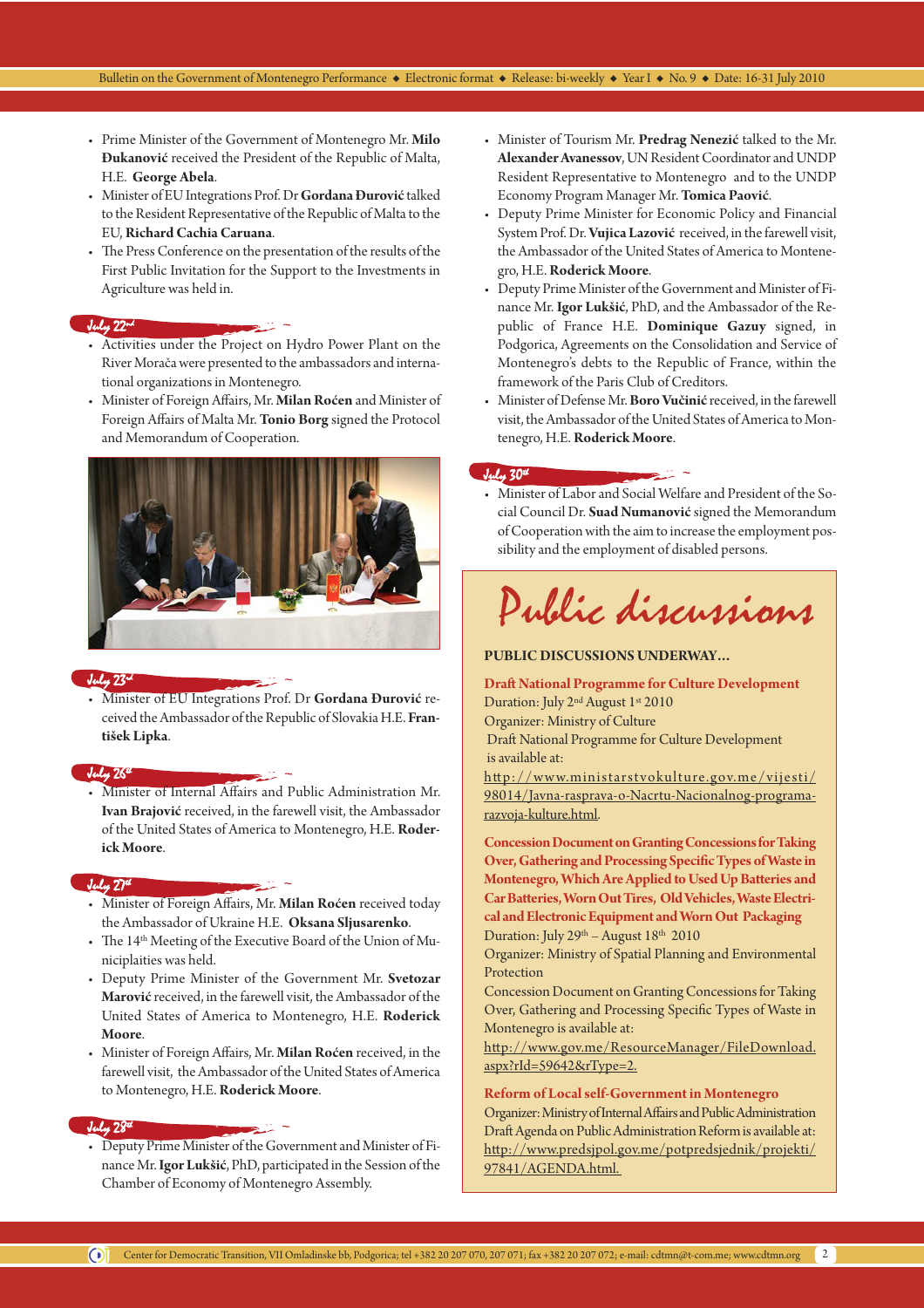- Prime Minister of the Government of Montenegro Mr. **Milo Đukanović** received the President of the Republic of Malta, H.E. **George Abela**.
- Minister of EU Integrations Prof. Dr **Gordana Đurović** talked to the Resident Representative of the Republic of Malta to the EU, **Richard Cachia Caruana**.
- The Press Conference on the presentation of the results of the First Public Invitation for the Support to the Investments in Agriculture was held in.

### July 22nd

- Activities under the Project on Hydro Power Plant on the River Morača were presented to the ambassadors and international organizations in Montenegro.
- Minister of Foreign Affairs, Mr. **Milan Roćen** and Minister of Foreign Affairs of Malta Mr. **Tonio Borg** signed the Protocol and Memorandum of Cooperation.

### July 23rd

- Minister of EU Integrations Prof. Dr **Gordana Đurović** received the Ambassador of the Republic of Slovakia H.E. **František Lipka**.

### July 26th

- Minister of Internal Affairs and Public Administration Mr. **Ivan Brajović** received, in the farewell visit, the Ambassador of the United States of America to Montenegro, H.E. **Roderick Moore**.

### July 27th

- Minister of Foreign Affairs, Mr. **Milan Roćen** received today the Ambassador of Ukraine H.E. **Oksana Sljusarenko**.
- The 14th Meeting of the Executive Board of the Union of Municipalities was held.
- Deputy Prime Minister of the Government Mr. **Svetozar Marović** received, in the farewell visit, the Ambassador of the United States of America to Montenegro, H.E. **Roderick Moore**.
- Minister of Foreign Affairs, Mr. **Milan Roćen** received, in the farewell visit, the Ambassador of the United States of America to Montenegro, H.E. **Roderick Moore**.

### July 28th

- Deputy Prime Minister of the Government and Minister of Finance Mr. **Igor Lukšić**, PhD, participated in the Session of the Chamber of Economy of Montenegro Assembly.
- Minister of Tourism Mr. **Predrag Nenezić** talked to the Mr. **Alexander Avanessov**, UN Resident Coordinator and UNDP Resident Representative to Montenegro and to the UNDP Economy Program Manager Mr. **Tomica Paović**.
- Deputy Prime Minister for Economic Policy and Financial System Prof. Dr. **Vujica Lazović** received, in the farewell visit, the Ambassador of the United States of America to Montenegro, H.E. **Roderick Moore**.
- Deputy Prime Minister of the Government and Minister of Finance Mr. **Igor Lukšić**, PhD, and the Ambassador of the Republic of France H.E. **Dominique Gazuy** signed, in Podgorica, Agreements on the Consolidation and Service of Montenegro's debts to the Republic of France, within the framework of the Paris Club of Creditors.
- Minister of Defense Mr. **Boro Vučinić** received, in the farewell visit, the Ambassador of the United States of America to Montenegro, H.E. **Roderick Moore**.

### July 30th

- Minister of Labor and Social Welfare and President of the Social Council Dr. **Suad Numanović** signed the Memorandum of Cooperation with the aim to increase the employment possibility and the employment of disabled persons.

## Public discussions

**PUBLIC DISCUSSIONS UNDERWAY…**

**Draft National Programme for Culture Development**
Duration: July 2nd August 1st 2010
Organizer: Ministry of Culture
Draft National Programme for Culture Development is available at:
http://www.ministarstvokulture.gov.me/vijesti/98014/Javna-rasprava-o-Nacrtu-Nacionalnog-programa-razvoja-kulture.html.

**Concession Document on Granting Concessions for Taking Over, Gathering and Processing Specific Types of Waste in Montenegro, Which Are Applied to Used Up Batteries and Car Batteries, Worn Out Tires, Old Vehicles, Waste Electrical and Electronic Equipment and Worn Out Packaging**
Duration: July 29th – August 18th 2010
Organizer: Ministry of Spatial Planning and Environmental Protection
Concession Document on Granting Concessions for Taking Over, Gathering and Processing Specific Types of Waste in Montenegro is available at:
http://www.gov.me/ResourceManager/FileDownload.aspx?rId=59642&rType=2.

**Reform of Local self-Government in Montenegro**
Organizer: Ministry of Internal Affairs and Public Administration
Draft Agenda on Public Administration Reform is available at:
http://www.predsjpol.gov.me/potpredsjednik/projekti/97841/AGENDA.html.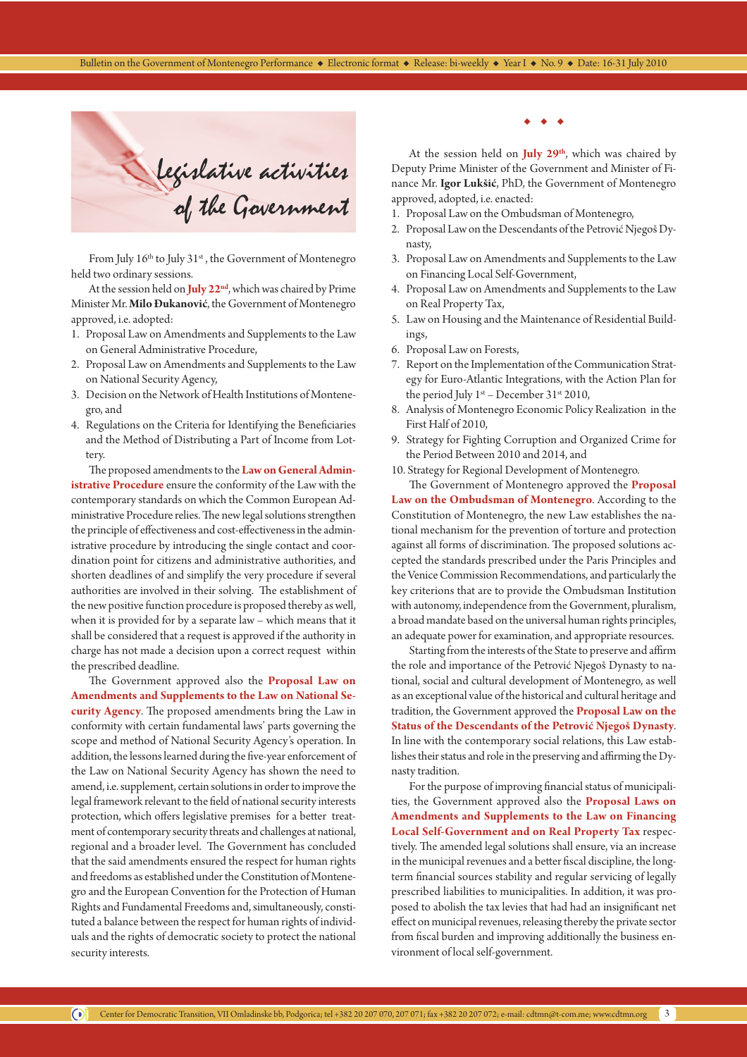# Legislative activities of the Government

From July 16th to July 31st, the Government of Montenegro held two ordinary sessions.

At the session held on **July 22nd**, which was chaired by Prime Minister Mr. **Milo Đukanović**, the Government of Montenegro approved, i.e. adopted:

1. Proposal Law on Amendments and Supplements to the Law on General Administrative Procedure,
2. Proposal Law on Amendments and Supplements to the Law on National Security Agency,
3. Decision on the Network of Health Institutions of Montenegro, and
4. Regulations on the Criteria for Identifying the Beneficiaries and the Method of Distributing a Part of Income from Lottery.

The proposed amendments to the **Law on General Administrative Procedure** ensure the conformity of the Law with the contemporary standards on which the Common European Administrative Procedure relies. The new legal solutions strengthen the principle of effectiveness and cost-effectiveness in the administrative procedure by introducing the single contact and coordination point for citizens and administrative authorities, and shorten deadlines of and simplify the very procedure if several authorities are involved in their solving. The establishment of the new positive function procedure is proposed thereby as well, when it is provided for by a separate law – which means that it shall be considered that a request is approved if the authority in charge has not made a decision upon a correct request within the prescribed deadline.

The Government approved also the **Proposal Law on Amendments and Supplements to the Law on National Security Agency**. The proposed amendments bring the Law in conformity with certain fundamental laws' parts governing the scope and method of National Security Agency's operation. In addition, the lessons learned during the five-year enforcement of the Law on National Security Agency has shown the need to amend, i.e. supplement, certain solutions in order to improve the legal framework relevant to the field of national security interests protection, which offers legislative premises for a better treatment of contemporary security threats and challenges at national, regional and a broader level. The Government has concluded that the said amendments ensured the respect for human rights and freedoms as established under the Constitution of Montenegro and the European Convention for the Protection of Human Rights and Fundamental Freedoms and, simultaneously, constituted a balance between the respect for human rights of individuals and the rights of democratic society to protect the national security interests.

◆ ◆ ◆

At the session held on **July 29th**, which was chaired by Deputy Prime Minister of the Government and Minister of Finance Mr. **Igor Lukšić**, PhD, the Government of Montenegro approved, adopted, i.e. enacted:

1. Proposal Law on the Ombudsman of Montenegro,
2. Proposal Law on the Descendants of the Petrović Njegoš Dynasty,
3. Proposal Law on Amendments and Supplements to the Law on Financing Local Self-Government,
4. Proposal Law on Amendments and Supplements to the Law on Real Property Tax,
5. Law on Housing and the Maintenance of Residential Buildings,
6. Proposal Law on Forests,
7. Report on the Implementation of the Communication Strategy for Euro-Atlantic Integrations, with the Action Plan for the period July 1st – December 31st 2010,
8. Analysis of Montenegro Economic Policy Realization in the First Half of 2010,
9. Strategy for Fighting Corruption and Organized Crime for the Period Between 2010 and 2014, and
10. Strategy for Regional Development of Montenegro.

The Government of Montenegro approved the **Proposal Law on the Ombudsman of Montenegro**. According to the Constitution of Montenegro, the new Law establishes the national mechanism for the prevention of torture and protection against all forms of discrimination. The proposed solutions accepted the standards prescribed under the Paris Principles and the Venice Commission Recommendations, and particularly the key criterions that are to provide the Ombudsman Institution with autonomy, independence from the Government, pluralism, a broad mandate based on the universal human rights principles, an adequate power for examination, and appropriate resources.

Starting from the interests of the State to preserve and affirm the role and importance of the Petrović Njegoš Dynasty to national, social and cultural development of Montenegro, as well as an exceptional value of the historical and cultural heritage and tradition, the Government approved the **Proposal Law on the Status of the Descendants of the Petrović Njegoš Dynasty**. In line with the contemporary social relations, this Law establishes their status and role in the preserving and affirming the Dynasty tradition.

For the purpose of improving financial status of municipalities, the Government approved also the **Proposal Laws on Amendments and Supplements to the Law on Financing Local Self-Government and on Real Property Tax** respectively. The amended legal solutions shall ensure, via an increase in the municipal revenues and a better fiscal discipline, the long-term financial sources stability and regular servicing of legally prescribed liabilities to municipalities. In addition, it was proposed to abolish the tax levies that had had an insignificant net effect on municipal revenues, releasing thereby the private sector from fiscal burden and improving additionally the business environment of local self-government.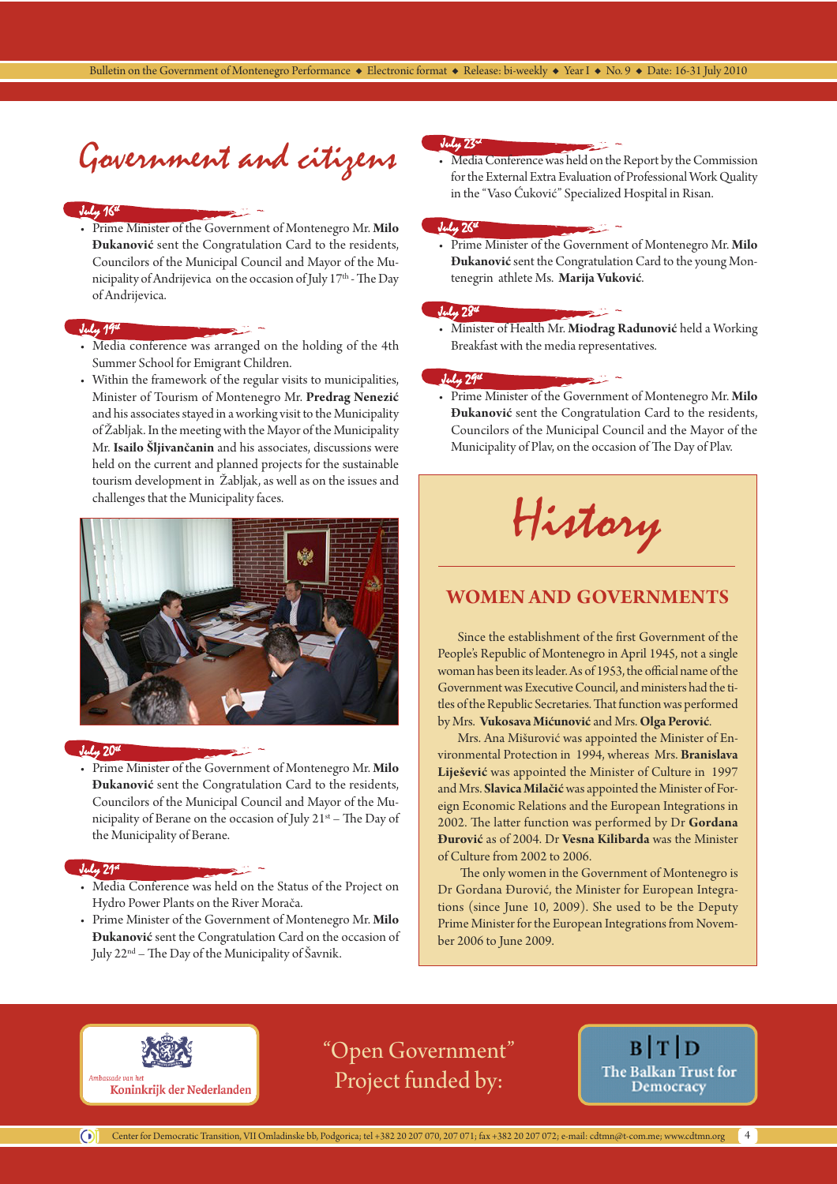# Government and citizens

**July 16th**

- Prime Minister of the Government of Montenegro Mr. **Milo Đukanović** sent the Congratulation Card to the residents, Councilors of the Municipal Council and Mayor of the Municipality of Andrijevica on the occasion of July 17th - The Day of Andrijevica.

**July 19th**

- Media conference was arranged on the holding of the 4th Summer School for Emigrant Children.
- Within the framework of the regular visits to municipalities, Minister of Tourism of Montenegro Mr. **Predrag Nenezić** and his associates stayed in a working visit to the Municipality of Žabljak. In the meeting with the Mayor of the Municipality Mr. **Isailo Šljivančanin** and his associates, discussions were held on the current and planned projects for the sustainable tourism development in Žabljak, as well as on the issues and challenges that the Municipality faces.

**July 20th**

- Prime Minister of the Government of Montenegro Mr. **Milo Đukanović** sent the Congratulation Card to the residents, Councilors of the Municipal Council and Mayor of the Municipality of Berane on the occasion of July 21st – The Day of the Municipality of Berane.

**July 21st**

- Media Conference was held on the Status of the Project on Hydro Power Plants on the River Morača.
- Prime Minister of the Government of Montenegro Mr. **Milo Đukanović** sent the Congratulation Card on the occasion of July 22nd – The Day of the Municipality of Šavnik.

**July 23rd**

- Media Conference was held on the Report by the Commission for the External Extra Evaluation of Professional Work Quality in the "Vaso Ćuković" Specialized Hospital in Risan.

**July 26th**

- Prime Minister of the Government of Montenegro Mr. **Milo Đukanović** sent the Congratulation Card to the young Montenegrin athlete Ms. **Marija Vuković**.

**July 28th**

- Minister of Health Mr. **Miodrag Radunović** held a Working Breakfast with the media representatives.

**July 29th**

- Prime Minister of the Government of Montenegro Mr. **Milo Đukanović** sent the Congratulation Card to the residents, Councilors of the Municipal Council and the Mayor of the Municipality of Plav, on the occasion of The Day of Plav.

# History

## WOMEN AND GOVERNMENTS

Since the establishment of the first Government of the People's Republic of Montenegro in April 1945, not a single woman has been its leader. As of 1953, the official name of the Government was Executive Council, and ministers had the titles of the Republic Secretaries. That function was performed by Mrs. **Vukosava Mićunović** and Mrs. **Olga Perović**.

Mrs. Ana Mišurović was appointed the Minister of Environmental Protection in 1994, whereas Mrs. **Branislava Liješević** was appointed the Minister of Culture in 1997 and Mrs. **Slavica Milačić** was appointed the Minister of Foreign Economic Relations and the European Integrations in 2002. The latter function was performed by Dr **Gordana Đurović** as of 2004. Dr **Vesna Kilibarda** was the Minister of Culture from 2002 to 2006.

The only women in the Government of Montenegro is Dr Gordana Đurović, the Minister for European Integrations (since June 10, 2009). She used to be the Deputy Prime Minister for the European Integrations from November 2006 to June 2009.

Ambassade van het Koninkrijk der Nederlanden

"Open Government" Project funded by:

B|T|D The Balkan Trust for Democracy

Center for Democratic Transition, VII Omladinske bb, Podgorica; tel +382 20 207 070, 207 071; fax +382 20 207 072; e-mail: cdtmn@t-com.me; www.cdtmn.org